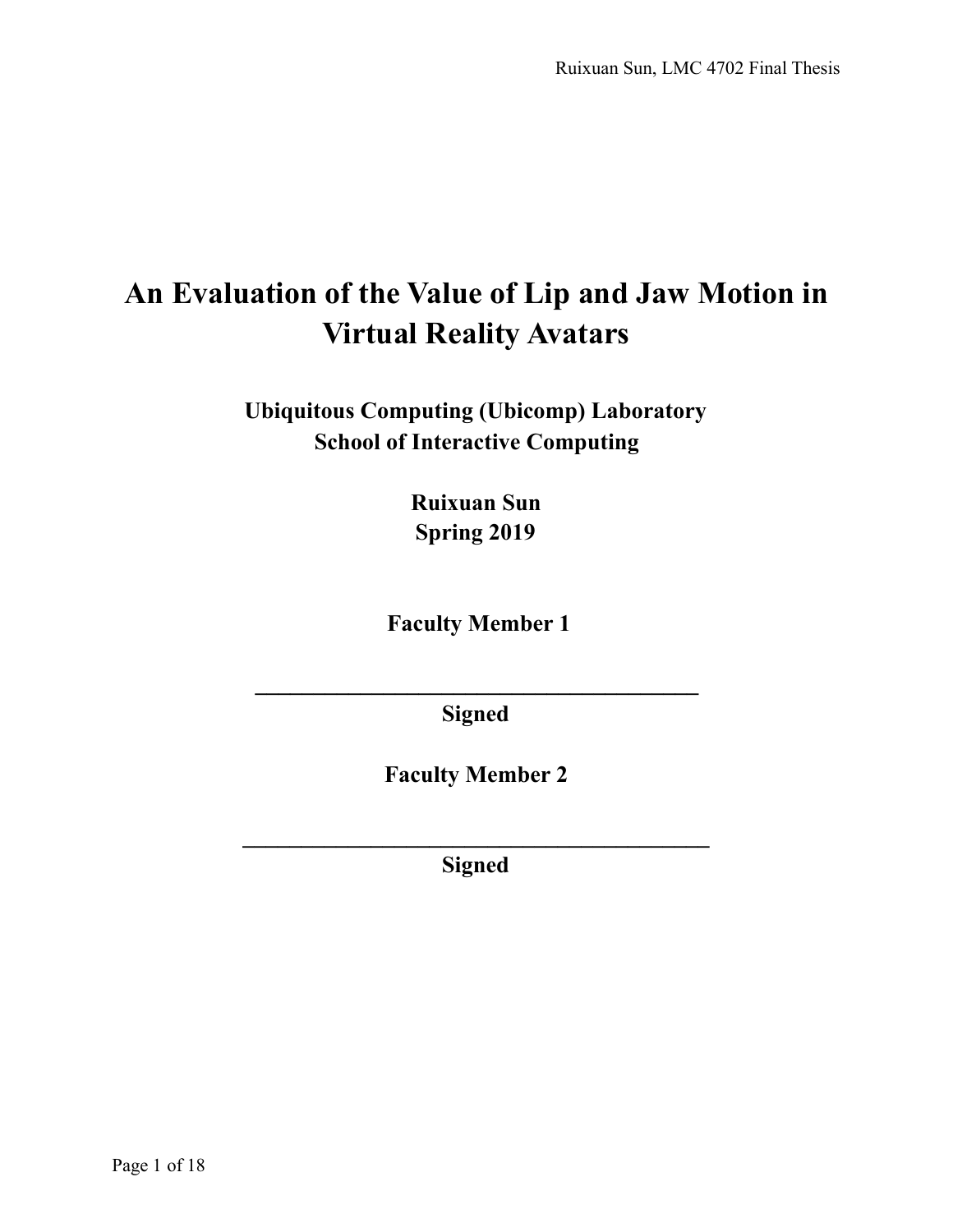# An Evaluation of the Value of Lip and Jaw Motion in Virtual Reality Avatars

**Ubiquitous Computing (Ubicomp) Laboratory**
**School of Interactive Computing**

**Ruixuan Sun**
**Spring 2019**

**Faculty Member 1**

**________________________________________**
**Signed**

**Faculty Member 2**

**________________________________________**
**Signed**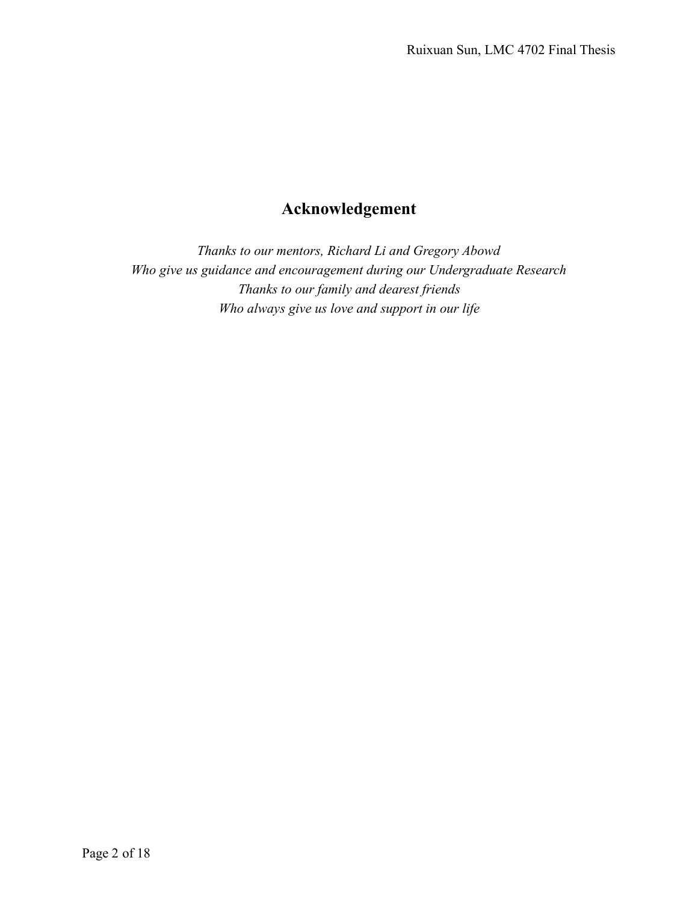# Acknowledgement

*Thanks to our mentors, Richard Li and Gregory Abowd*
*Who give us guidance and encouragement during our Undergraduate Research*
*Thanks to our family and dearest friends*
*Who always give us love and support in our life*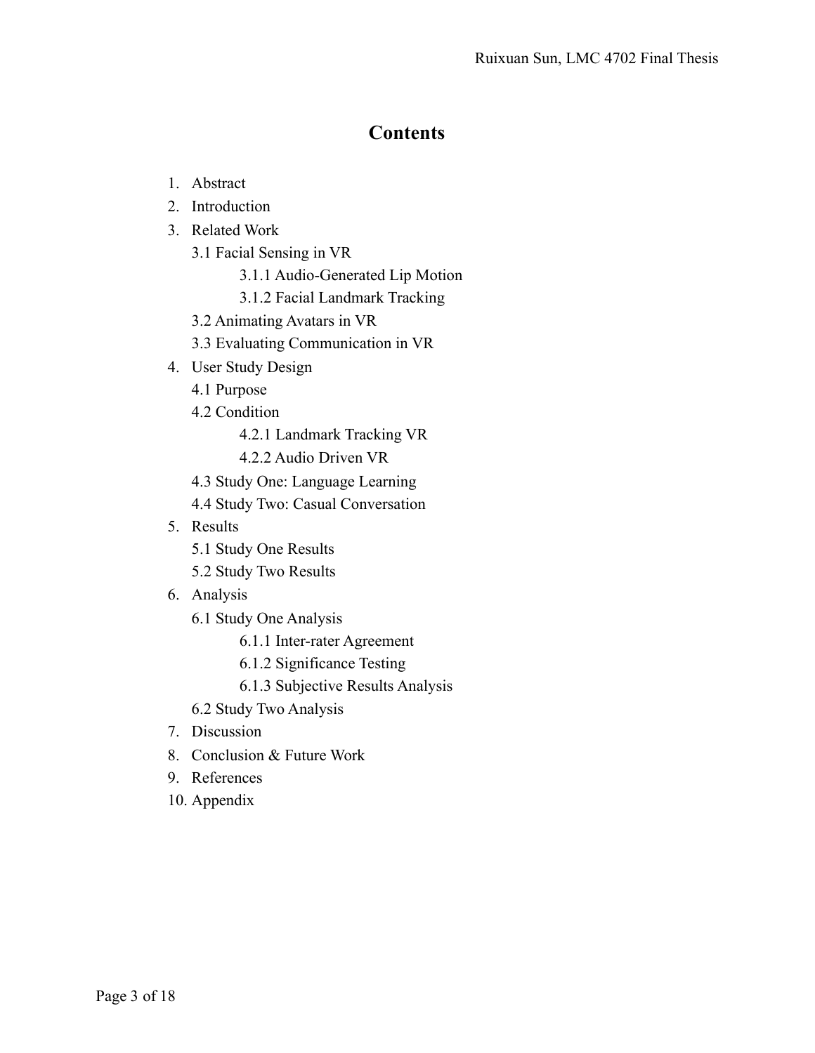# Contents

1. Abstract
2. Introduction
3. Related Work
   - 3.1 Facial Sensing in VR
     - 3.1.1 Audio-Generated Lip Motion
     - 3.1.2 Facial Landmark Tracking
   - 3.2 Animating Avatars in VR
   - 3.3 Evaluating Communication in VR
4. User Study Design
   - 4.1 Purpose
   - 4.2 Condition
     - 4.2.1 Landmark Tracking VR
     - 4.2.2 Audio Driven VR
   - 4.3 Study One: Language Learning
   - 4.4 Study Two: Casual Conversation
5. Results
   - 5.1 Study One Results
   - 5.2 Study Two Results
6. Analysis
   - 6.1 Study One Analysis
     - 6.1.1 Inter-rater Agreement
     - 6.1.2 Significance Testing
     - 6.1.3 Subjective Results Analysis
   - 6.2 Study Two Analysis
7. Discussion
8. Conclusion & Future Work
9. References
10. Appendix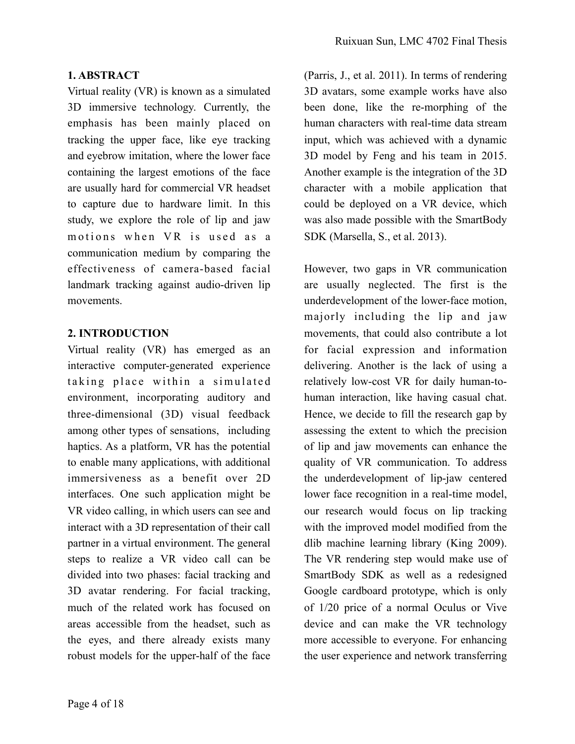## 1. ABSTRACT

Virtual reality (VR) is known as a simulated 3D immersive technology. Currently, the emphasis has been mainly placed on tracking the upper face, like eye tracking and eyebrow imitation, where the lower face containing the largest emotions of the face are usually hard for commercial VR headset to capture due to hardware limit. In this study, we explore the role of lip and jaw motions when VR is used as a communication medium by comparing the effectiveness of camera-based facial landmark tracking against audio-driven lip movements.

## 2. INTRODUCTION

Virtual reality (VR) has emerged as an interactive computer-generated experience taking place within a simulated environment, incorporating auditory and three-dimensional (3D) visual feedback among other types of sensations, including haptics. As a platform, VR has the potential to enable many applications, with additional immersiveness as a benefit over 2D interfaces. One such application might be VR video calling, in which users can see and interact with a 3D representation of their call partner in a virtual environment. The general steps to realize a VR video call can be divided into two phases: facial tracking and 3D avatar rendering. For facial tracking, much of the related work has focused on areas accessible from the headset, such as the eyes, and there already exists many robust models for the upper-half of the face (Parris, J., et al. 2011). In terms of rendering 3D avatars, some example works have also been done, like the re-morphing of the human characters with real-time data stream input, which was achieved with a dynamic 3D model by Feng and his team in 2015. Another example is the integration of the 3D character with a mobile application that could be deployed on a VR device, which was also made possible with the SmartBody SDK (Marsella, S., et al. 2013).

However, two gaps in VR communication are usually neglected. The first is the underdevelopment of the lower-face motion, majorly including the lip and jaw movements, that could also contribute a lot for facial expression and information delivering. Another is the lack of using a relatively low-cost VR for daily human-to-human interaction, like having casual chat. Hence, we decide to fill the research gap by assessing the extent to which the precision of lip and jaw movements can enhance the quality of VR communication. To address the underdevelopment of lip-jaw centered lower face recognition in a real-time model, our research would focus on lip tracking with the improved model modified from the dlib machine learning library (King 2009). The VR rendering step would make use of SmartBody SDK as well as a redesigned Google cardboard prototype, which is only of 1/20 price of a normal Oculus or Vive device and can make the VR technology more accessible to everyone. For enhancing the user experience and network transferring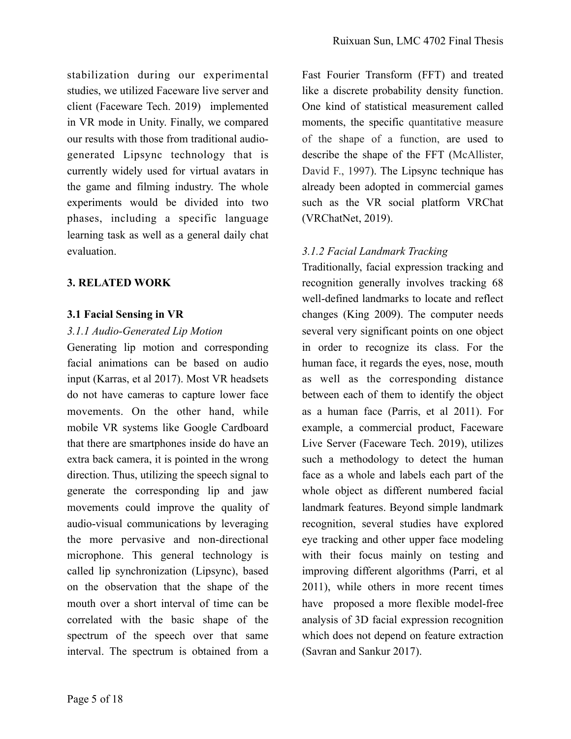stabilization during our experimental studies, we utilized Faceware live server and client (Faceware Tech. 2019) implemented in VR mode in Unity. Finally, we compared our results with those from traditional audio-generated Lipsync technology that is currently widely used for virtual avatars in the game and filming industry. The whole experiments would be divided into two phases, including a specific language learning task as well as a general daily chat evaluation.

## 3. RELATED WORK

### 3.1 Facial Sensing in VR

#### *3.1.1 Audio-Generated Lip Motion*

Generating lip motion and corresponding facial animations can be based on audio input (Karras, et al 2017). Most VR headsets do not have cameras to capture lower face movements. On the other hand, while mobile VR systems like Google Cardboard that there are smartphones inside do have an extra back camera, it is pointed in the wrong direction. Thus, utilizing the speech signal to generate the corresponding lip and jaw movements could improve the quality of audio-visual communications by leveraging the more pervasive and non-directional microphone. This general technology is called lip synchronization (Lipsync), based on the observation that the shape of the mouth over a short interval of time can be correlated with the basic shape of the spectrum of the speech over that same interval. The spectrum is obtained from a Fast Fourier Transform (FFT) and treated like a discrete probability density function. One kind of statistical measurement called moments, the specific quantitative measure of the shape of a function, are used to describe the shape of the FFT (McAllister, David F., 1997). The Lipsync technique has already been adopted in commercial games such as the VR social platform VRChat (VRChatNet, 2019).

#### *3.1.2 Facial Landmark Tracking*

Traditionally, facial expression tracking and recognition generally involves tracking 68 well-defined landmarks to locate and reflect changes (King 2009). The computer needs several very significant points on one object in order to recognize its class. For the human face, it regards the eyes, nose, mouth as well as the corresponding distance between each of them to identify the object as a human face (Parris, et al 2011). For example, a commercial product, Faceware Live Server (Faceware Tech. 2019), utilizes such a methodology to detect the human face as a whole and labels each part of the whole object as different numbered facial landmark features. Beyond simple landmark recognition, several studies have explored eye tracking and other upper face modeling with their focus mainly on testing and improving different algorithms (Parri, et al 2011), while others in more recent times have proposed a more flexible model-free analysis of 3D facial expression recognition which does not depend on feature extraction (Savran and Sankur 2017).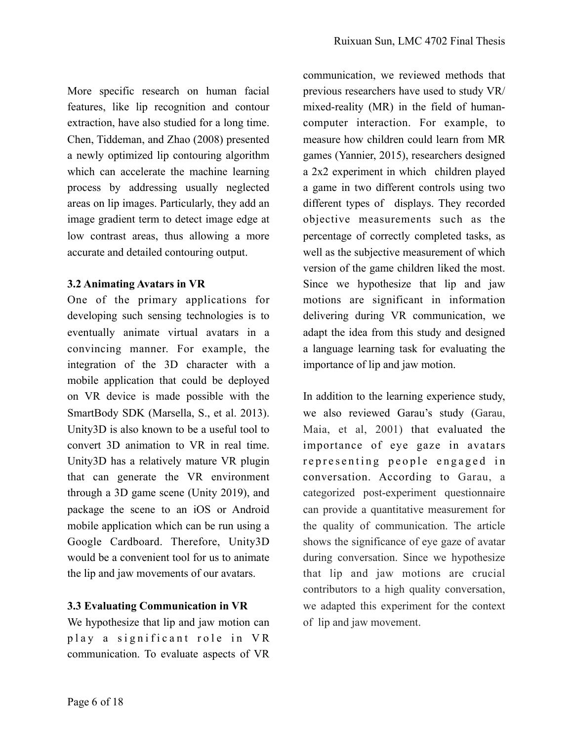More specific research on human facial features, like lip recognition and contour extraction, have also studied for a long time. Chen, Tiddeman, and Zhao (2008) presented a newly optimized lip contouring algorithm which can accelerate the machine learning process by addressing usually neglected areas on lip images. Particularly, they add an image gradient term to detect image edge at low contrast areas, thus allowing a more accurate and detailed contouring output.

### 3.2 Animating Avatars in VR

One of the primary applications for developing such sensing technologies is to eventually animate virtual avatars in a convincing manner. For example, the integration of the 3D character with a mobile application that could be deployed on VR device is made possible with the SmartBody SDK (Marsella, S., et al. 2013). Unity3D is also known to be a useful tool to convert 3D animation to VR in real time. Unity3D has a relatively mature VR plugin that can generate the VR environment through a 3D game scene (Unity 2019), and package the scene to an iOS or Android mobile application which can be run using a Google Cardboard. Therefore, Unity3D would be a convenient tool for us to animate the lip and jaw movements of our avatars.

### 3.3 Evaluating Communication in VR

We hypothesize that lip and jaw motion can play a significant role in VR communication. To evaluate aspects of VR communication, we reviewed methods that previous researchers have used to study VR/ mixed-reality (MR) in the field of human-computer interaction. For example, to measure how children could learn from MR games (Yannier, 2015), researchers designed a 2x2 experiment in which children played a game in two different controls using two different types of displays. They recorded objective measurements such as the percentage of correctly completed tasks, as well as the subjective measurement of which version of the game children liked the most. Since we hypothesize that lip and jaw motions are significant in information delivering during VR communication, we adapt the idea from this study and designed a language learning task for evaluating the importance of lip and jaw motion.

In addition to the learning experience study, we also reviewed Garau's study (Garau, Maia, et al, 2001) that evaluated the importance of eye gaze in avatars representing people engaged in conversation. According to Garau, a categorized post-experiment questionnaire can provide a quantitative measurement for the quality of communication. The article shows the significance of eye gaze of avatar during conversation. Since we hypothesize that lip and jaw motions are crucial contributors to a high quality conversation, we adapted this experiment for the context of lip and jaw movement.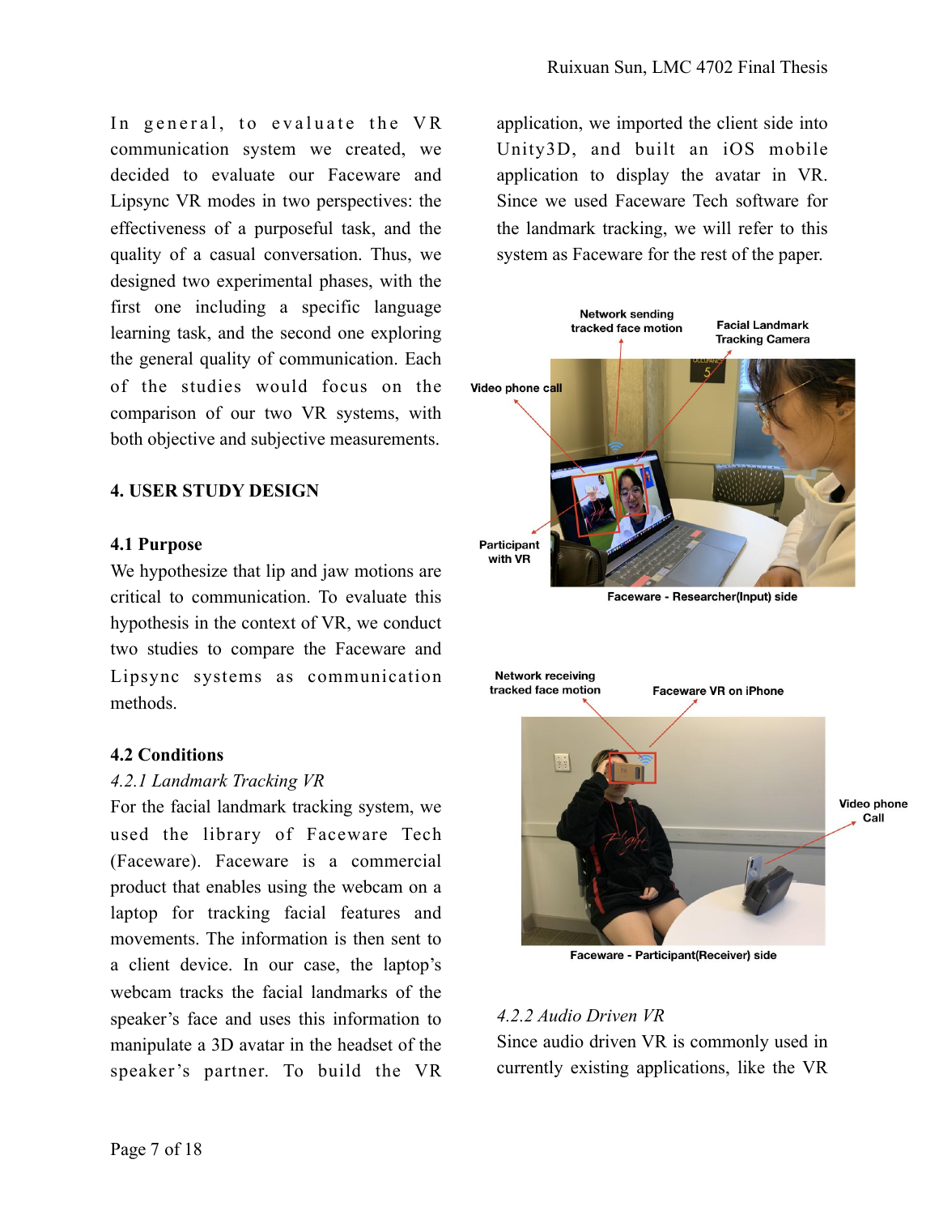In general, to evaluate the VR communication system we created, we decided to evaluate our Faceware and Lipsync VR modes in two perspectives: the effectiveness of a purposeful task, and the quality of a casual conversation. Thus, we designed two experimental phases, with the first one including a specific language learning task, and the second one exploring the general quality of communication. Each of the studies would focus on the comparison of our two VR systems, with both objective and subjective measurements.

## 4. USER STUDY DESIGN

### 4.1 Purpose

We hypothesize that lip and jaw motions are critical to communication. To evaluate this hypothesis in the context of VR, we conduct two studies to compare the Faceware and Lipsync systems as communication methods.

### 4.2 Conditions

#### *4.2.1 Landmark Tracking VR*

For the facial landmark tracking system, we used the library of Faceware Tech (Faceware). Faceware is a commercial product that enables using the webcam on a laptop for tracking facial features and movements. The information is then sent to a client device. In our case, the laptop's webcam tracks the facial landmarks of the speaker's face and uses this information to manipulate a 3D avatar in the headset of the speaker's partner. To build the VR application, we imported the client side into Unity3D, and built an iOS mobile application to display the avatar in VR. Since we used Faceware Tech software for the landmark tracking, we will refer to this system as Faceware for the rest of the paper.

Network sending tracked face motion

Facial Landmark Tracking Camera

Video phone call

Participant with VR

Faceware - Researcher(Input) side

Network receiving tracked face motion

Faceware VR on iPhone

Video phone Call

Faceware - Participant(Receiver) side

#### *4.2.2 Audio Driven VR*

Since audio driven VR is commonly used in currently existing applications, like the VR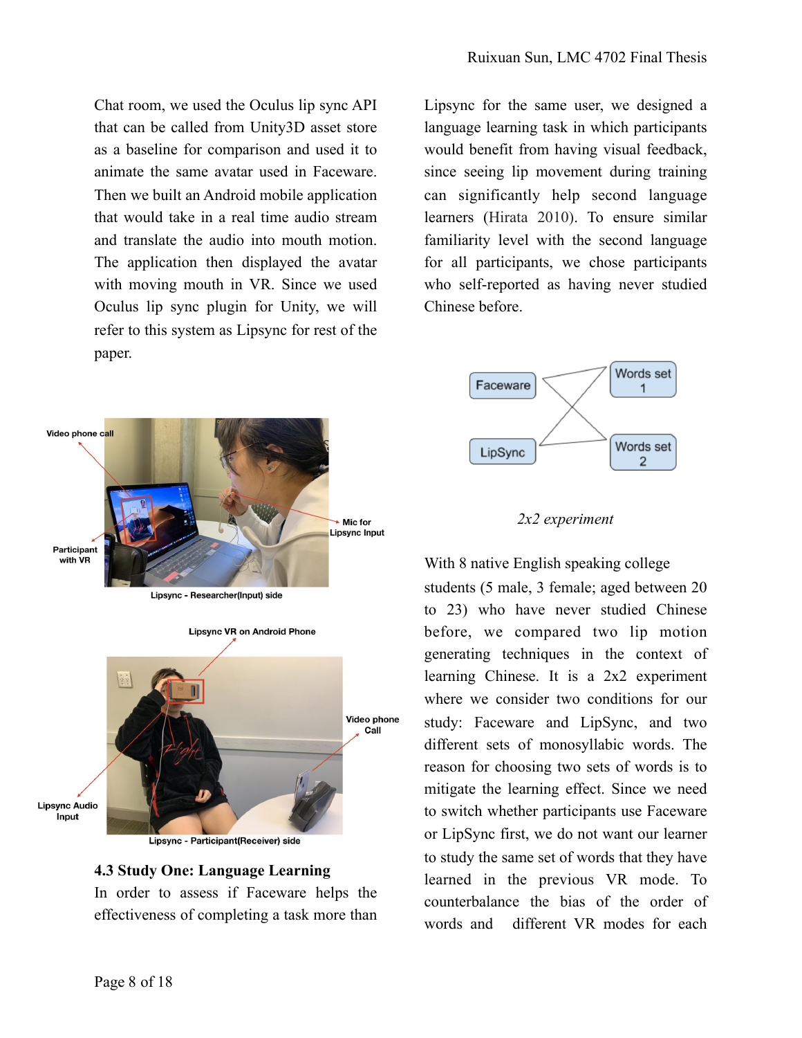Chat room, we used the Oculus lip sync API that can be called from Unity3D asset store as a baseline for comparison and used it to animate the same avatar used in Faceware. Then we built an Android mobile application that would take in a real time audio stream and translate the audio into mouth motion. The application then displayed the avatar with moving mouth in VR. Since we used Oculus lip sync plugin for Unity, we will refer to this system as Lipsync for rest of the paper.

Video phone call

Participant with VR

Mic for Lipsync Input

Lipsync - Researcher(Input) side

Lipsync VR on Android Phone

Video phone Call

Lipsync Audio Input

Lipsync - Participant(Receiver) side

### 4.3 Study One: Language Learning

In order to assess if Faceware helps the effectiveness of completing a task more than Lipsync for the same user, we designed a language learning task in which participants would benefit from having visual feedback, since seeing lip movement during training can significantly help second language learners (Hirata 2010). To ensure similar familiarity level with the second language for all participants, we chose participants who self-reported as having never studied Chinese before.

Faceware

LipSync

Words set 1

Words set 2

*2x2 experiment*

With 8 native English speaking college students (5 male, 3 female; aged between 20 to 23) who have never studied Chinese before, we compared two lip motion generating techniques in the context of learning Chinese. It is a 2x2 experiment where we consider two conditions for our study: Faceware and LipSync, and two different sets of monosyllabic words. The reason for choosing two sets of words is to mitigate the learning effect. Since we need to switch whether participants use Faceware or LipSync first, we do not want our learner to study the same set of words that they have learned in the previous VR mode. To counterbalance the bias of the order of words and different VR modes for each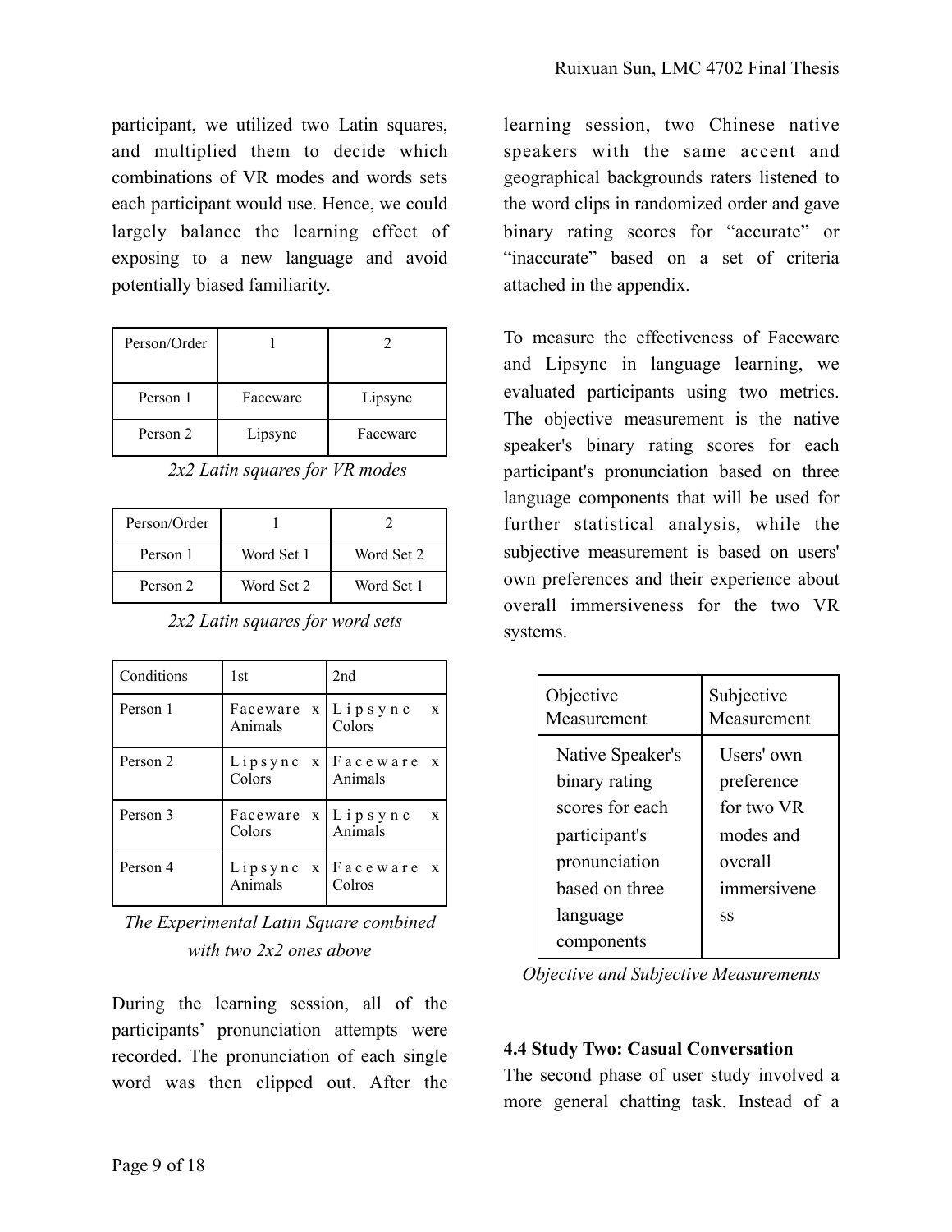participant, we utilized two Latin squares, and multiplied them to decide which combinations of VR modes and words sets each participant would use. Hence, we could largely balance the learning effect of exposing to a new language and avoid potentially biased familiarity.

| Person/Order | 1 | 2 |
|---|---|---|
| Person 1 | Faceware | Lipsync |
| Person 2 | Lipsync | Faceware |

*2x2 Latin squares for VR modes*

| Person/Order | 1 | 2 |
|---|---|---|
| Person 1 | Word Set 1 | Word Set 2 |
| Person 2 | Word Set 2 | Word Set 1 |

*2x2 Latin squares for word sets*

| Conditions | 1st | 2nd |
|---|---|---|
| Person 1 | Faceware x Animals | Lipsync x Colors |
| Person 2 | Lipsync x Colors | Faceware x Animals |
| Person 3 | Faceware x Colors | Lipsync x Animals |
| Person 4 | Lipsync x Animals | Faceware x Colros |

*The Experimental Latin Square combined with two 2x2 ones above*

During the learning session, all of the participants' pronunciation attempts were recorded. The pronunciation of each single word was then clipped out. After the learning session, two Chinese native speakers with the same accent and geographical backgrounds raters listened to the word clips in randomized order and gave binary rating scores for "accurate" or "inaccurate" based on a set of criteria attached in the appendix.

To measure the effectiveness of Faceware and Lipsync in language learning, we evaluated participants using two metrics. The objective measurement is the native speaker's binary rating scores for each participant's pronunciation based on three language components that will be used for further statistical analysis, while the subjective measurement is based on users' own preferences and their experience about overall immersiveness for the two VR systems.

| Objective Measurement | Subjective Measurement |
|---|---|
| Native Speaker's binary rating scores for each participant's pronunciation based on three language components | Users' own preference for two VR modes and overall immersiveness |

*Objective and Subjective Measurements*

### 4.4 Study Two: Casual Conversation

The second phase of user study involved a more general chatting task. Instead of a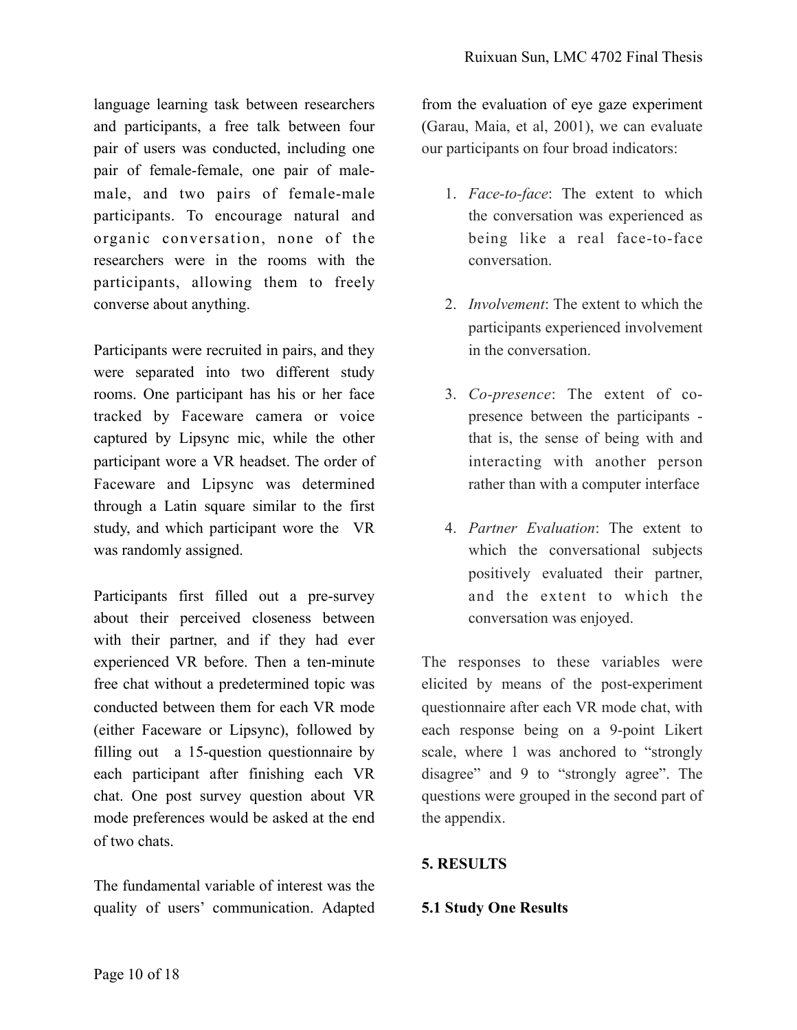language learning task between researchers and participants, a free talk between four pair of users was conducted, including one pair of female-female, one pair of male-male, and two pairs of female-male participants. To encourage natural and organic conversation, none of the researchers were in the rooms with the participants, allowing them to freely converse about anything.

Participants were recruited in pairs, and they were separated into two different study rooms. One participant has his or her face tracked by Faceware camera or voice captured by Lipsync mic, while the other participant wore a VR headset. The order of Faceware and Lipsync was determined through a Latin square similar to the first study, and which participant wore the VR was randomly assigned.

Participants first filled out a pre-survey about their perceived closeness between with their partner, and if they had ever experienced VR before. Then a ten-minute free chat without a predetermined topic was conducted between them for each VR mode (either Faceware or Lipsync), followed by filling out a 15-question questionnaire by each participant after finishing each VR chat. One post survey question about VR mode preferences would be asked at the end of two chats.

The fundamental variable of interest was the quality of users' communication. Adapted from the evaluation of eye gaze experiment (Garau, Maia, et al, 2001), we can evaluate our participants on four broad indicators:

1. *Face-to-face*: The extent to which the conversation was experienced as being like a real face-to-face conversation.
2. *Involvement*: The extent to which the participants experienced involvement in the conversation.
3. *Co-presence*: The extent of co-presence between the participants - that is, the sense of being with and interacting with another person rather than with a computer interface
4. *Partner Evaluation*: The extent to which the conversational subjects positively evaluated their partner, and the extent to which the conversation was enjoyed.

The responses to these variables were elicited by means of the post-experiment questionnaire after each VR mode chat, with each response being on a 9-point Likert scale, where 1 was anchored to "strongly disagree" and 9 to "strongly agree". The questions were grouped in the second part of the appendix.

## 5. RESULTS

### 5.1 Study One Results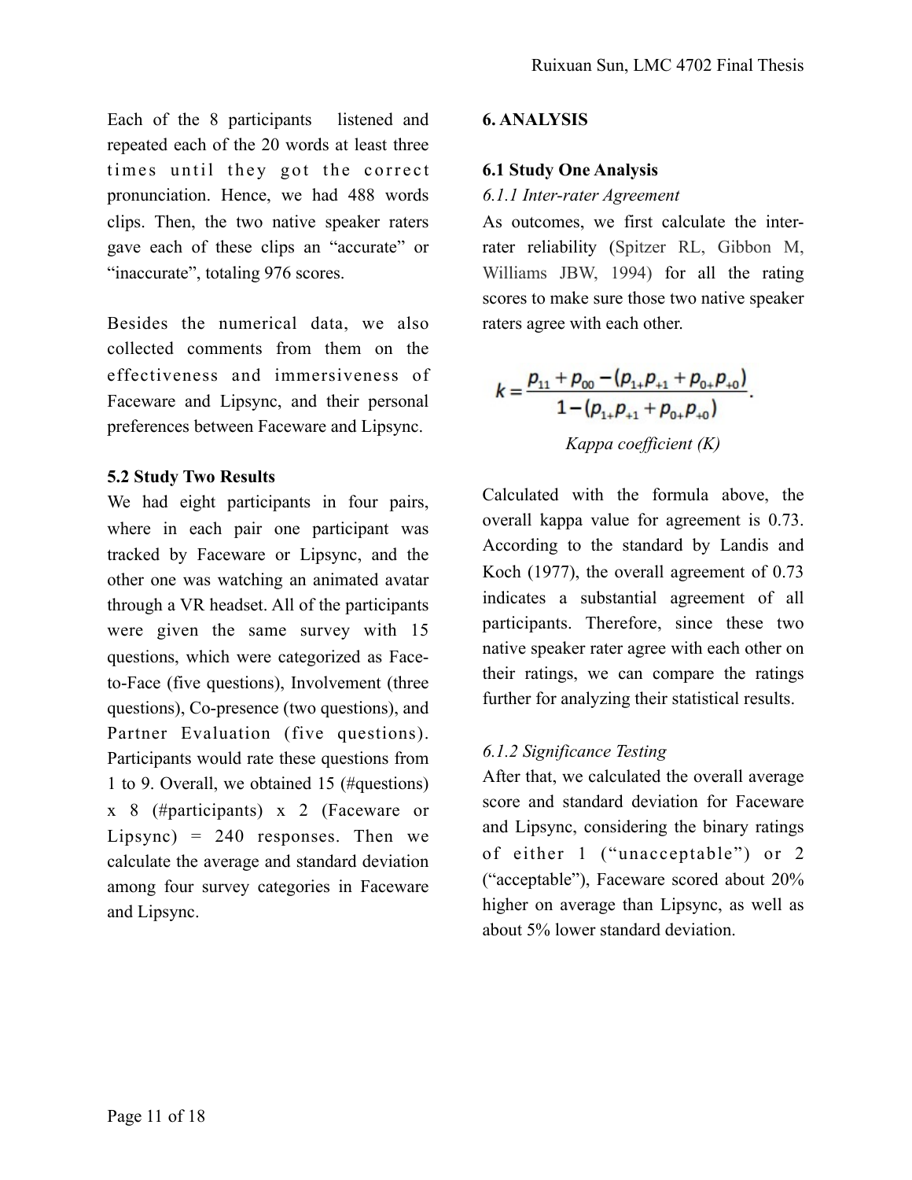Each of the 8 participants listened and repeated each of the 20 words at least three times until they got the correct pronunciation. Hence, we had 488 words clips. Then, the two native speaker raters gave each of these clips an "accurate" or "inaccurate", totaling 976 scores.

Besides the numerical data, we also collected comments from them on the effectiveness and immersiveness of Faceware and Lipsync, and their personal preferences between Faceware and Lipsync.

### 5.2 Study Two Results

We had eight participants in four pairs, where in each pair one participant was tracked by Faceware or Lipsync, and the other one was watching an animated avatar through a VR headset. All of the participants were given the same survey with 15 questions, which were categorized as Face-to-Face (five questions), Involvement (three questions), Co-presence (two questions), and Partner Evaluation (five questions). Participants would rate these questions from 1 to 9. Overall, we obtained 15 (#questions) x 8 (#participants) x 2 (Faceware or Lipsync) = 240 responses. Then we calculate the average and standard deviation among four survey categories in Faceware and Lipsync.

## 6. ANALYSIS

### 6.1 Study One Analysis

*6.1.1 Inter-rater Agreement*

As outcomes, we first calculate the inter-rater reliability (Spitzer RL, Gibbon M, Williams JBW, 1994) for all the rating scores to make sure those two native speaker raters agree with each other.

$$k = \frac{p_{11} + p_{00} - (p_{1+}p_{+1} + p_{0+}p_{+0})}{1 - (p_{1+}p_{+1} + p_{0+}p_{+0})}.$$

*Kappa coefficient (K)*

Calculated with the formula above, the overall kappa value for agreement is 0.73. According to the standard by Landis and Koch (1977), the overall agreement of 0.73 indicates a substantial agreement of all participants. Therefore, since these two native speaker rater agree with each other on their ratings, we can compare the ratings further for analyzing their statistical results.

*6.1.2 Significance Testing*

After that, we calculated the overall average score and standard deviation for Faceware and Lipsync, considering the binary ratings of either 1 ("unacceptable") or 2 ("acceptable"), Faceware scored about 20% higher on average than Lipsync, as well as about 5% lower standard deviation.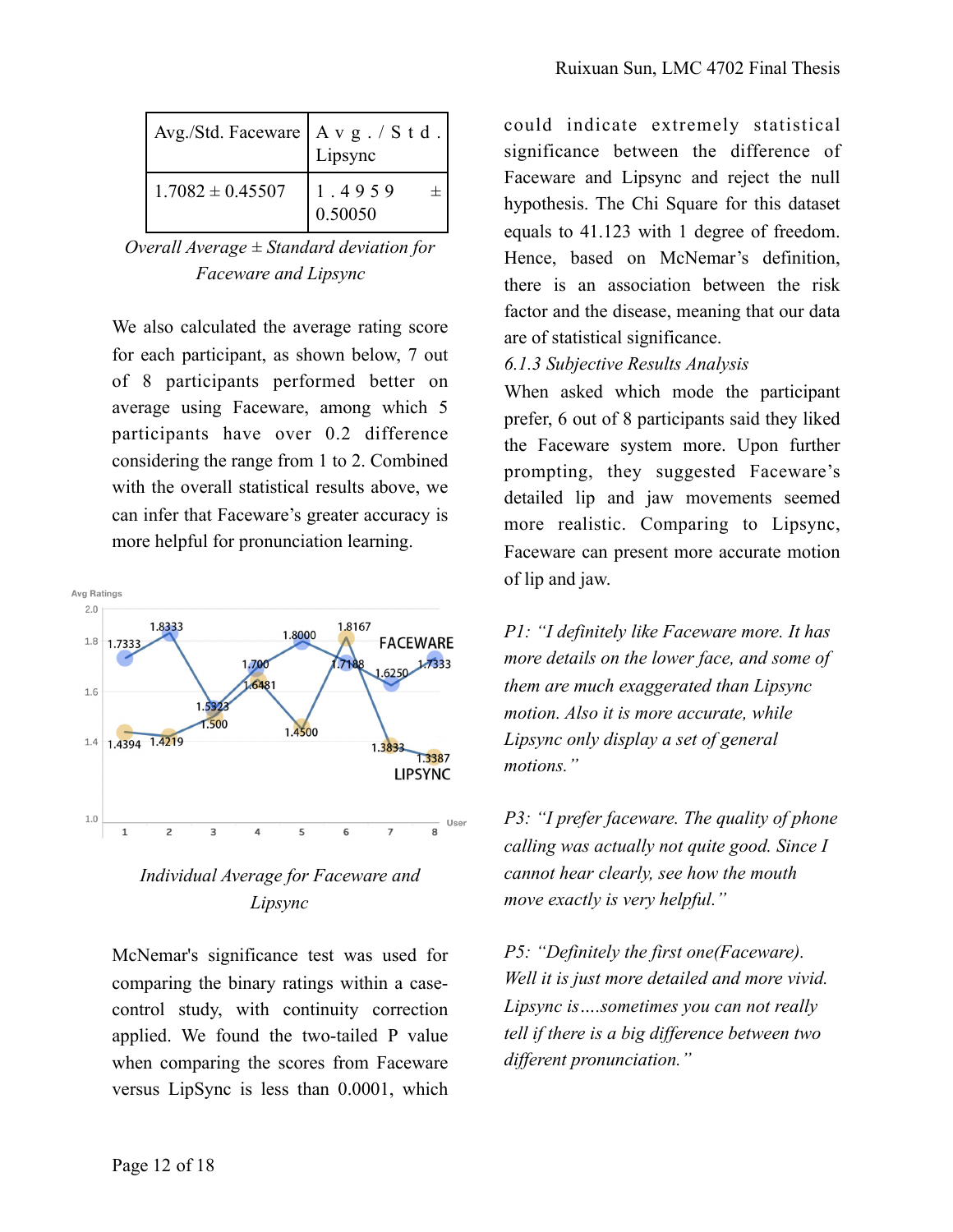| Avg./Std. Faceware | Avg./Std. Lipsync |
|---|---|
| 1.7082 ± 0.45507 | 1.4959 ± 0.50050 |

*Overall Average ± Standard deviation for Faceware and Lipsync*

We also calculated the average rating score for each participant, as shown below, 7 out of 8 participants performed better on average using Faceware, among which 5 participants have over 0.2 difference considering the range from 1 to 2. Combined with the overall statistical results above, we can infer that Faceware's greater accuracy is more helpful for pronunciation learning.

Avg Ratings

2.0

1.8

1.6

1.4

1.0

1 2 3 4 5 6 7 8

User

FACEWARE

LIPSYNC

1.7333 1.8333 1.5323 1.700 1.8000 1.7188 1.6250 1.7333

1.4394 1.4219 1.500 1.6481 1.4500 1.8167 1.3833 1.3387

*Individual Average for Faceware and Lipsync*

McNemar's significance test was used for comparing the binary ratings within a case-control study, with continuity correction applied. We found the two-tailed P value when comparing the scores from Faceware versus LipSync is less than 0.0001, which could indicate extremely statistical significance between the difference of Faceware and Lipsync and reject the null hypothesis. The Chi Square for this dataset equals to 41.123 with 1 degree of freedom. Hence, based on McNemar's definition, there is an association between the risk factor and the disease, meaning that our data are of statistical significance.

*6.1.3 Subjective Results Analysis*

When asked which mode the participant prefer, 6 out of 8 participants said they liked the Faceware system more. Upon further prompting, they suggested Faceware's detailed lip and jaw movements seemed more realistic. Comparing to Lipsync, Faceware can present more accurate motion of lip and jaw.

*P1: "I definitely like Faceware more. It has more details on the lower face, and some of them are much exaggerated than Lipsync motion. Also it is more accurate, while Lipsync only display a set of general motions."*

*P3: "I prefer faceware. The quality of phone calling was actually not quite good. Since I cannot hear clearly, see how the mouth move exactly is very helpful."*

*P5: "Definitely the first one(Faceware). Well it is just more detailed and more vivid. Lipsync is….sometimes you can not really tell if there is a big difference between two different pronunciation."*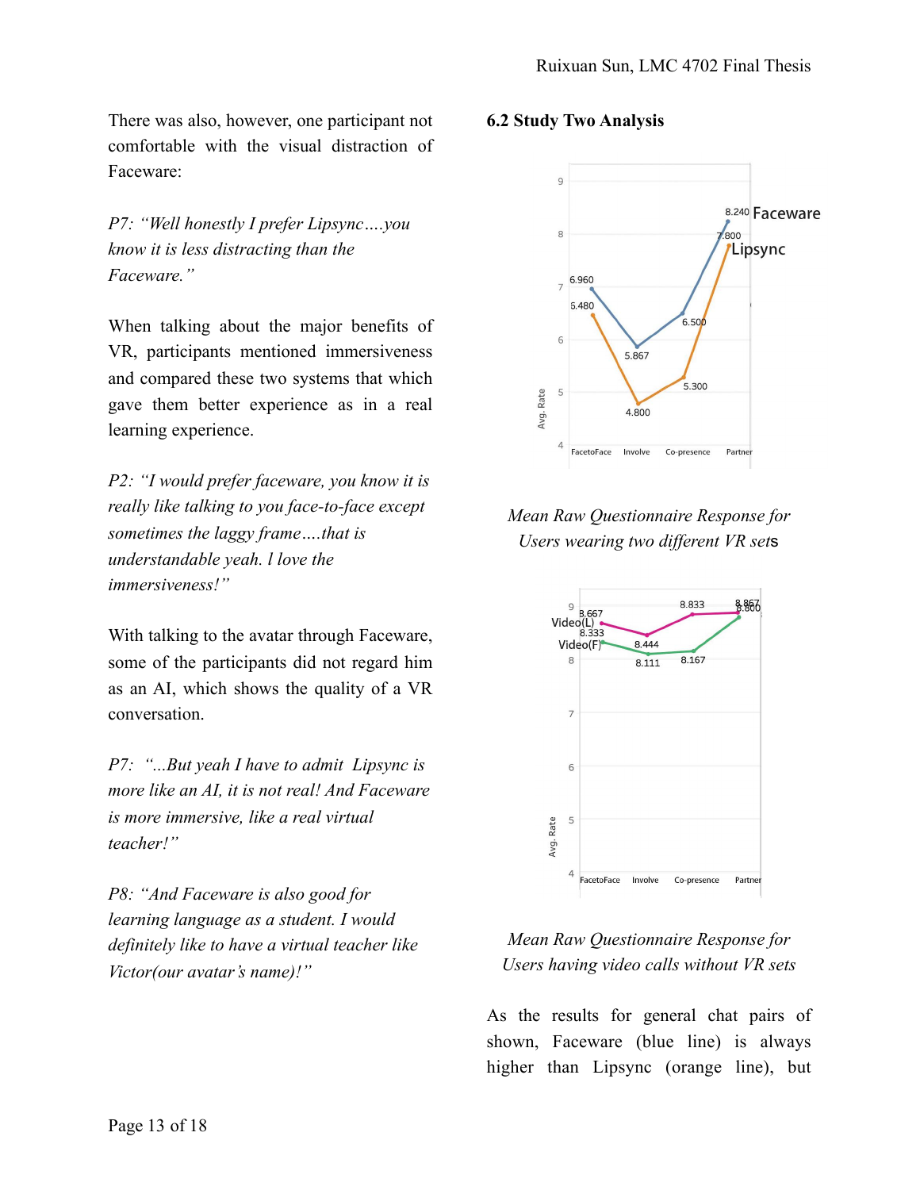There was also, however, one participant not comfortable with the visual distraction of Faceware:

*P7: "Well honestly I prefer Lipsync….you know it is less distracting than the Faceware."*

When talking about the major benefits of VR, participants mentioned immersiveness and compared these two systems that which gave them better experience as in a real learning experience.

*P2: "I would prefer faceware, you know it is really like talking to you face-to-face except sometimes the laggy frame….that is understandable yeah. I love the immersiveness!"*

With talking to the avatar through Faceware, some of the participants did not regard him as an AI, which shows the quality of a VR conversation.

*P7: "...But yeah I have to admit Lipsync is more like an AI, it is not real! And Faceware is more immersive, like a real virtual teacher!"*

*P8: "And Faceware is also good for learning language as a student. I would definitely like to have a virtual teacher like Victor(our avatar's name)!"*

### 6.2 Study Two Analysis

9
8
7
6
5
4
Avg. Rate
FacetoFace
Involve
Co-presence
Partner
Faceware
Lipsync
6.960
6.480
5.867
4.800
6.500
5.300
8.240
7.800

*Mean Raw Questionnaire Response for Users wearing two different VR sets*

9
8
7
6
5
4
Avg. Rate
FacetoFace
Involve
Co-presence
Partner
Video(L)
Video(F)
8.667
8.333
8.444
8.111
8.833
8.167
8.867
8.800

*Mean Raw Questionnaire Response for Users having video calls without VR sets*

As the results for general chat pairs of shown, Faceware (blue line) is always higher than Lipsync (orange line), but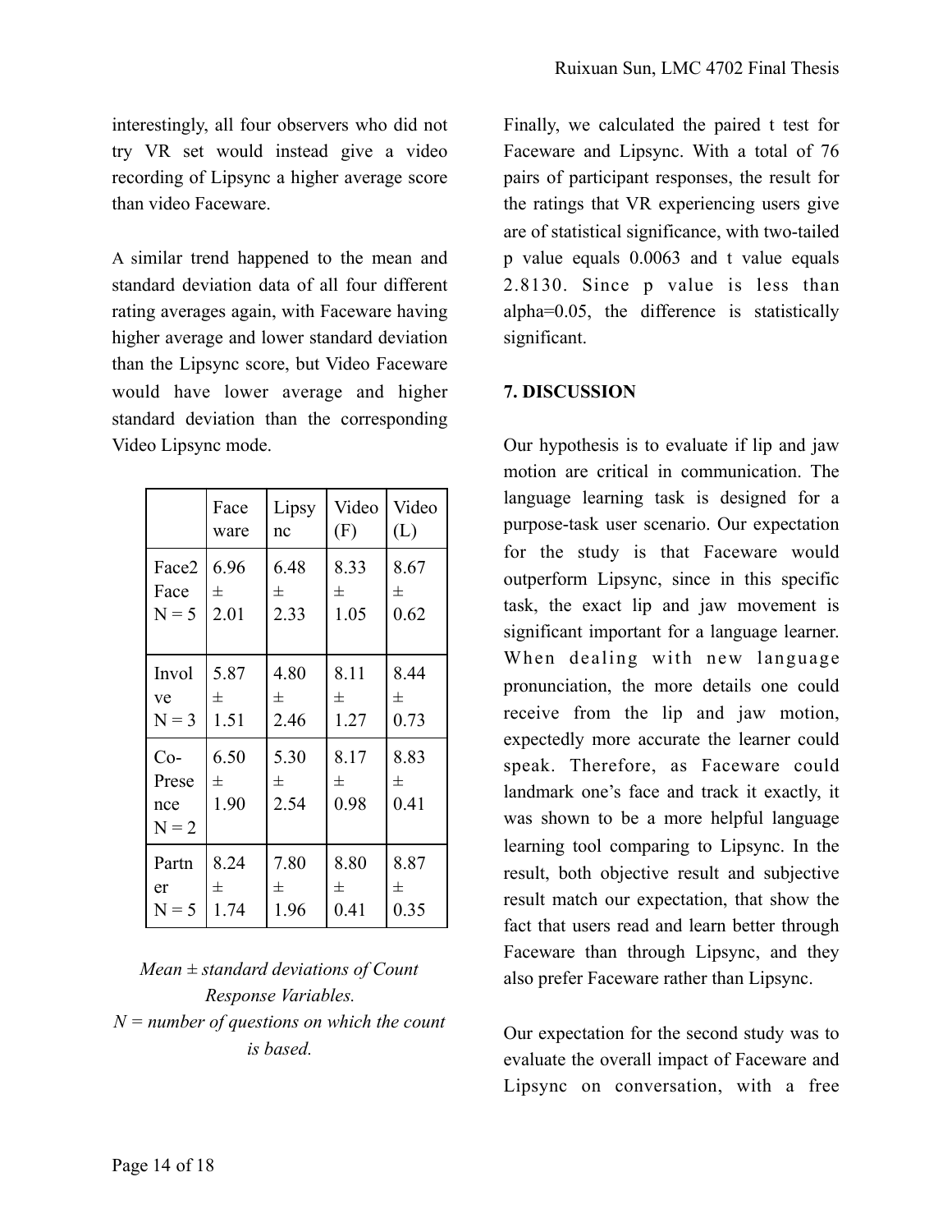interestingly, all four observers who did not try VR set would instead give a video recording of Lipsync a higher average score than video Faceware.

A similar trend happened to the mean and standard deviation data of all four different rating averages again, with Faceware having higher average and lower standard deviation than the Lipsync score, but Video Faceware would have lower average and higher standard deviation than the corresponding Video Lipsync mode.

| | Faceware | Lipsync | Video (F) | Video (L) |
|---|---|---|---|---|
| Face2Face N = 5 | 6.96 ± 2.01 | 6.48 ± 2.33 | 8.33 ± 1.05 | 8.67 ± 0.62 |
| Involve N = 3 | 5.87 ± 1.51 | 4.80 ± 2.46 | 8.11 ± 1.27 | 8.44 ± 0.73 |
| Co-Presence N = 2 | 6.50 ± 1.90 | 5.30 ± 2.54 | 8.17 ± 0.98 | 8.83 ± 0.41 |
| Partner N = 5 | 8.24 ± 1.74 | 7.80 ± 1.96 | 8.80 ± 0.41 | 8.87 ± 0.35 |

*Mean ± standard deviations of Count Response Variables.*
*N = number of questions on which the count is based.*

Finally, we calculated the paired t test for Faceware and Lipsync. With a total of 76 pairs of participant responses, the result for the ratings that VR experiencing users give are of statistical significance, with two-tailed p value equals 0.0063 and t value equals 2.8130. Since p value is less than alpha=0.05, the difference is statistically significant.

## 7. DISCUSSION

Our hypothesis is to evaluate if lip and jaw motion are critical in communication. The language learning task is designed for a purpose-task user scenario. Our expectation for the study is that Faceware would outperform Lipsync, since in this specific task, the exact lip and jaw movement is significant important for a language learner. When dealing with new language pronunciation, the more details one could receive from the lip and jaw motion, expectedly more accurate the learner could speak. Therefore, as Faceware could landmark one's face and track it exactly, it was shown to be a more helpful language learning tool comparing to Lipsync. In the result, both objective result and subjective result match our expectation, that show the fact that users read and learn better through Faceware than through Lipsync, and they also prefer Faceware rather than Lipsync.

Our expectation for the second study was to evaluate the overall impact of Faceware and Lipsync on conversation, with a free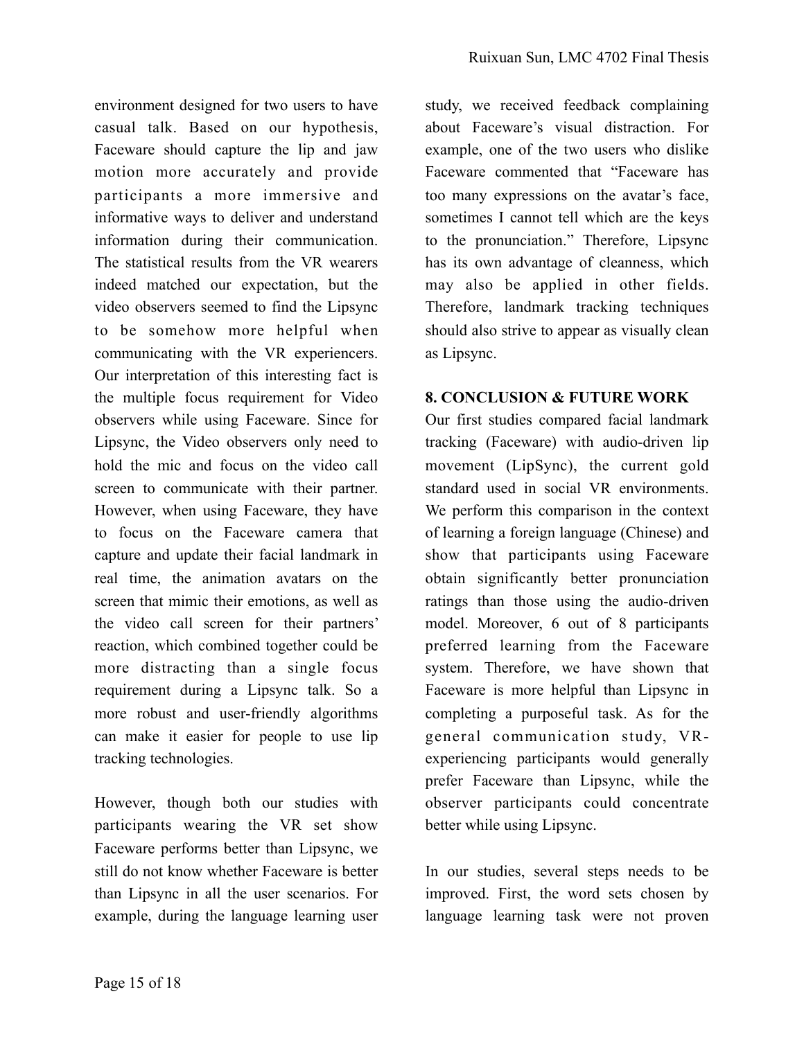environment designed for two users to have casual talk. Based on our hypothesis, Faceware should capture the lip and jaw motion more accurately and provide participants a more immersive and informative ways to deliver and understand information during their communication. The statistical results from the VR wearers indeed matched our expectation, but the video observers seemed to find the Lipsync to be somehow more helpful when communicating with the VR experiencers. Our interpretation of this interesting fact is the multiple focus requirement for Video observers while using Faceware. Since for Lipsync, the Video observers only need to hold the mic and focus on the video call screen to communicate with their partner. However, when using Faceware, they have to focus on the Faceware camera that capture and update their facial landmark in real time, the animation avatars on the screen that mimic their emotions, as well as the video call screen for their partners' reaction, which combined together could be more distracting than a single focus requirement during a Lipsync talk. So a more robust and user-friendly algorithms can make it easier for people to use lip tracking technologies.

However, though both our studies with participants wearing the VR set show Faceware performs better than Lipsync, we still do not know whether Faceware is better than Lipsync in all the user scenarios. For example, during the language learning user study, we received feedback complaining about Faceware's visual distraction. For example, one of the two users who dislike Faceware commented that "Faceware has too many expressions on the avatar's face, sometimes I cannot tell which are the keys to the pronunciation." Therefore, Lipsync has its own advantage of cleanness, which may also be applied in other fields. Therefore, landmark tracking techniques should also strive to appear as visually clean as Lipsync.

## 8. CONCLUSION & FUTURE WORK

Our first studies compared facial landmark tracking (Faceware) with audio-driven lip movement (LipSync), the current gold standard used in social VR environments. We perform this comparison in the context of learning a foreign language (Chinese) and show that participants using Faceware obtain significantly better pronunciation ratings than those using the audio-driven model. Moreover, 6 out of 8 participants preferred learning from the Faceware system. Therefore, we have shown that Faceware is more helpful than Lipsync in completing a purposeful task. As for the general communication study, VR-experiencing participants would generally prefer Faceware than Lipsync, while the observer participants could concentrate better while using Lipsync.

In our studies, several steps needs to be improved. First, the word sets chosen by language learning task were not proven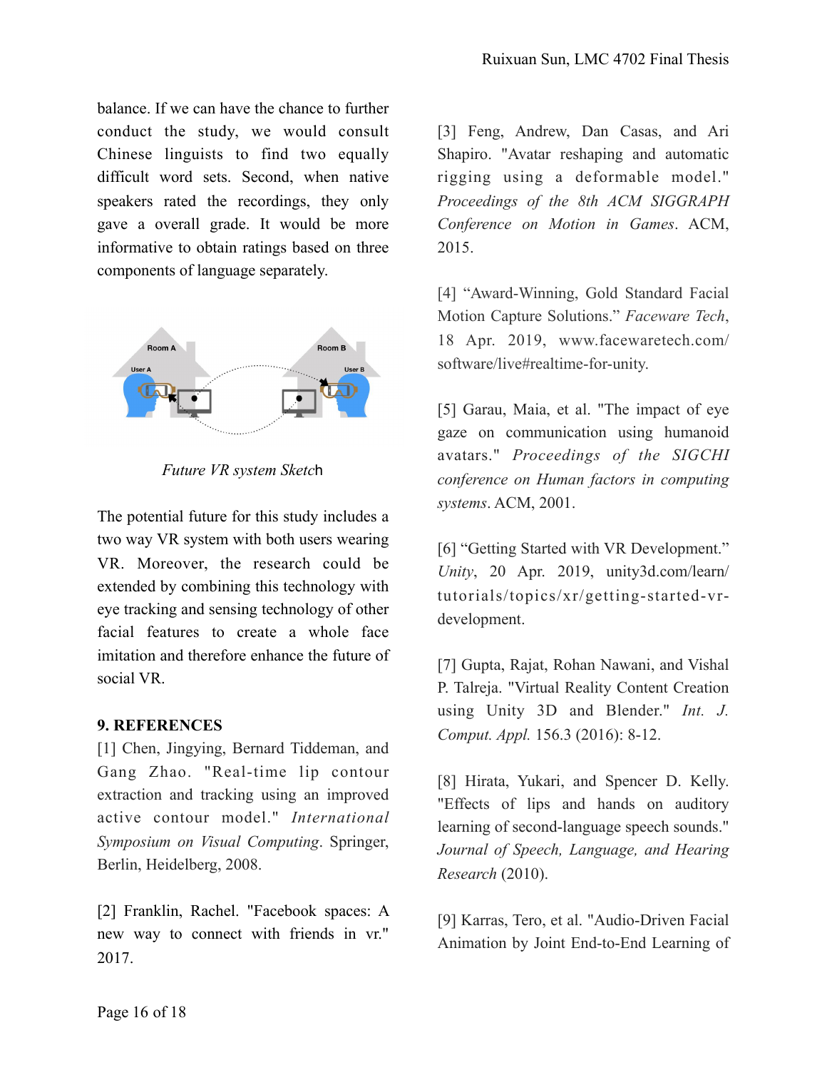balance. If we can have the chance to further conduct the study, we would consult Chinese linguists to find two equally difficult word sets. Second, when native speakers rated the recordings, they only gave a overall grade. It would be more informative to obtain ratings based on three components of language separately.

Room A

User A

Room B

User B

*Future VR system Sketch*

The potential future for this study includes a two way VR system with both users wearing VR. Moreover, the research could be extended by combining this technology with eye tracking and sensing technology of other facial features to create a whole face imitation and therefore enhance the future of social VR.

## 9. REFERENCES

[1] Chen, Jingying, Bernard Tiddeman, and Gang Zhao. "Real-time lip contour extraction and tracking using an improved active contour model." *International Symposium on Visual Computing*. Springer, Berlin, Heidelberg, 2008.

[2] Franklin, Rachel. "Facebook spaces: A new way to connect with friends in vr." 2017.

[3] Feng, Andrew, Dan Casas, and Ari Shapiro. "Avatar reshaping and automatic rigging using a deformable model." *Proceedings of the 8th ACM SIGGRAPH Conference on Motion in Games*. ACM, 2015.

[4] "Award-Winning, Gold Standard Facial Motion Capture Solutions." *Faceware Tech*, 18 Apr. 2019, www.facewaretech.com/software/live#realtime-for-unity.

[5] Garau, Maia, et al. "The impact of eye gaze on communication using humanoid avatars." *Proceedings of the SIGCHI conference on Human factors in computing systems*. ACM, 2001.

[6] "Getting Started with VR Development." *Unity*, 20 Apr. 2019, unity3d.com/learn/tutorials/topics/xr/getting-started-vr-development.

[7] Gupta, Rajat, Rohan Nawani, and Vishal P. Talreja. "Virtual Reality Content Creation using Unity 3D and Blender." *Int. J. Comput. Appl.* 156.3 (2016): 8-12.

[8] Hirata, Yukari, and Spencer D. Kelly. "Effects of lips and hands on auditory learning of second-language speech sounds." *Journal of Speech, Language, and Hearing Research* (2010).

[9] Karras, Tero, et al. "Audio-Driven Facial Animation by Joint End-to-End Learning of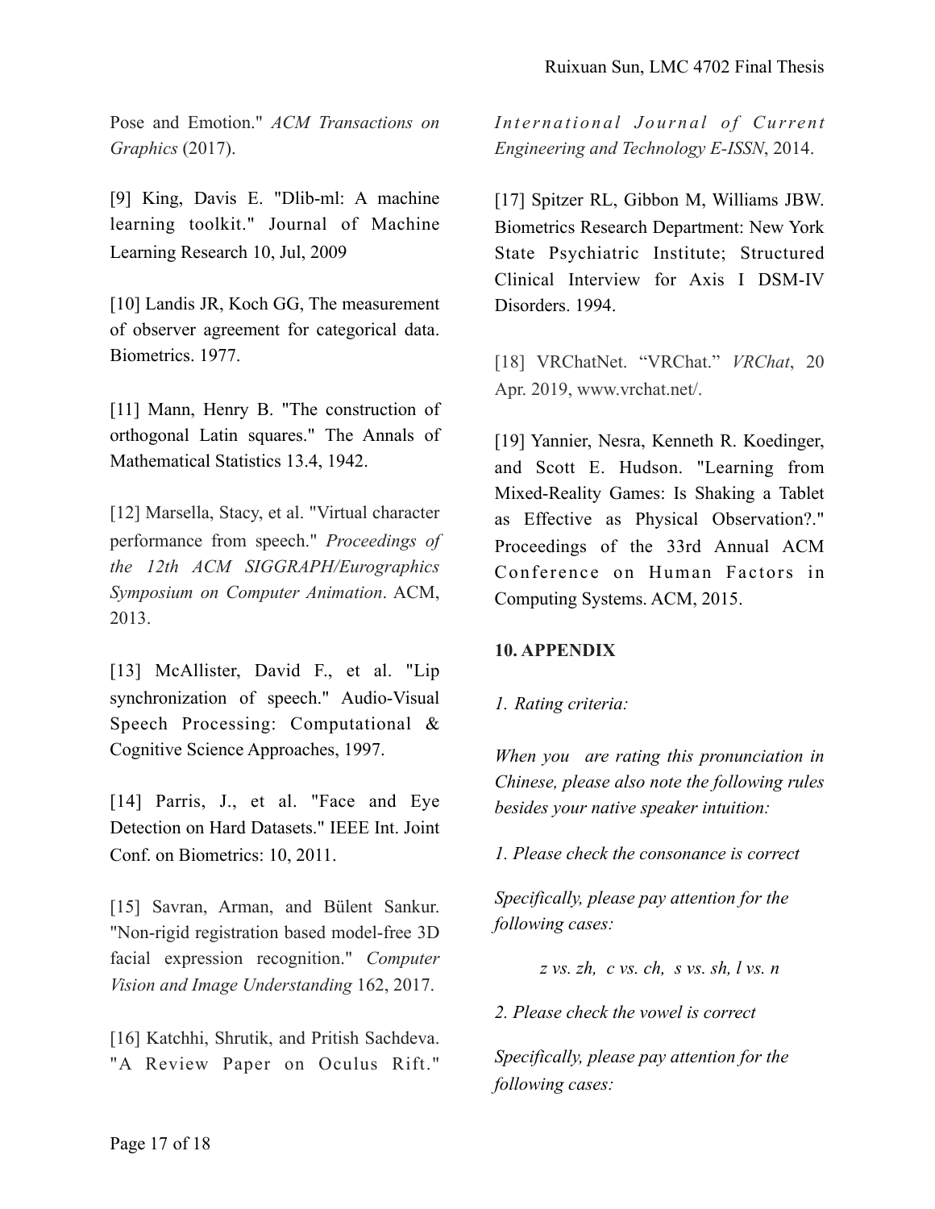Pose and Emotion." *ACM Transactions on Graphics* (2017).

[9] King, Davis E. "Dlib-ml: A machine learning toolkit." Journal of Machine Learning Research 10, Jul, 2009

[10] Landis JR, Koch GG, The measurement of observer agreement for categorical data. Biometrics. 1977.

[11] Mann, Henry B. "The construction of orthogonal Latin squares." The Annals of Mathematical Statistics 13.4, 1942.

[12] Marsella, Stacy, et al. "Virtual character performance from speech." *Proceedings of the 12th ACM SIGGRAPH/Eurographics Symposium on Computer Animation*. ACM, 2013.

[13] McAllister, David F., et al. "Lip synchronization of speech." Audio-Visual Speech Processing: Computational & Cognitive Science Approaches, 1997.

[14] Parris, J., et al. "Face and Eye Detection on Hard Datasets." IEEE Int. Joint Conf. on Biometrics: 10, 2011.

[15] Savran, Arman, and Bülent Sankur. "Non-rigid registration based model-free 3D facial expression recognition." *Computer Vision and Image Understanding* 162, 2017.

[16] Katchhi, Shrutik, and Pritish Sachdeva. "A Review Paper on Oculus Rift." *International Journal of Current Engineering and Technology E-ISSN*, 2014.

[17] Spitzer RL, Gibbon M, Williams JBW. Biometrics Research Department: New York State Psychiatric Institute; Structured Clinical Interview for Axis I DSM-IV Disorders. 1994.

[18] VRChatNet. "VRChat." *VRChat*, 20 Apr. 2019, www.vrchat.net/.

[19] Yannier, Nesra, Kenneth R. Koedinger, and Scott E. Hudson. "Learning from Mixed-Reality Games: Is Shaking a Tablet as Effective as Physical Observation?." Proceedings of the 33rd Annual ACM Conference on Human Factors in Computing Systems. ACM, 2015.

## 10. APPENDIX

*1. Rating criteria:*

*When you are rating this pronunciation in Chinese, please also note the following rules besides your native speaker intuition:*

*1. Please check the consonance is correct*

*Specifically, please pay attention for the following cases:*

*z vs. zh, c vs. ch, s vs. sh, l vs. n*

*2. Please check the vowel is correct*

*Specifically, please pay attention for the following cases:*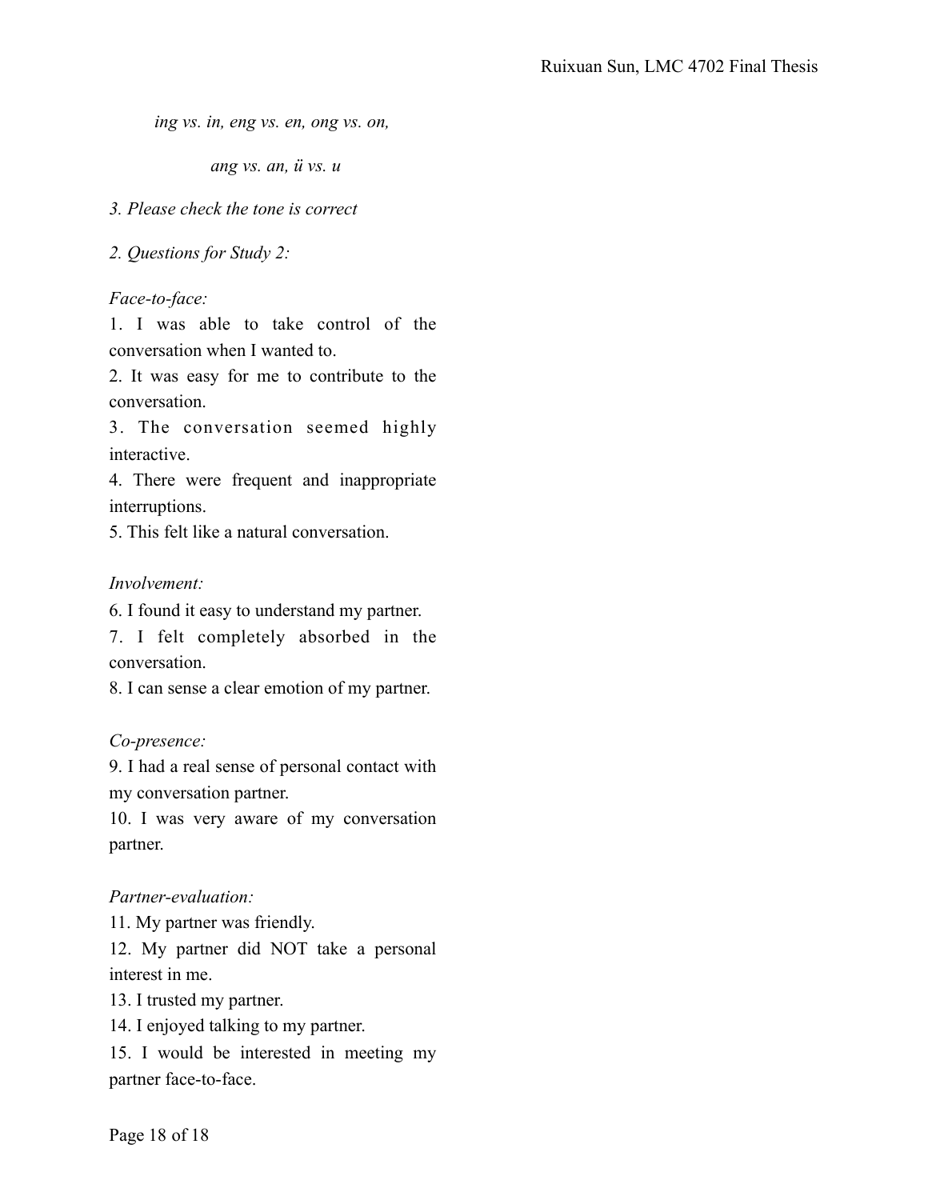*ing vs. in, eng vs. en, ong vs. on,*

*ang vs. an, ü vs. u*

*3. Please check the tone is correct*

*2. Questions for Study 2:*

*Face-to-face:*

1. I was able to take control of the conversation when I wanted to.
2. It was easy for me to contribute to the conversation.
3. The conversation seemed highly interactive.
4. There were frequent and inappropriate interruptions.
5. This felt like a natural conversation.

*Involvement:*

6. I found it easy to understand my partner.
7. I felt completely absorbed in the conversation.
8. I can sense a clear emotion of my partner.

*Co-presence:*

9. I had a real sense of personal contact with my conversation partner.
10. I was very aware of my conversation partner.

*Partner-evaluation:*

11. My partner was friendly.
12. My partner did NOT take a personal interest in me.
13. I trusted my partner.
14. I enjoyed talking to my partner.
15. I would be interested in meeting my partner face-to-face.